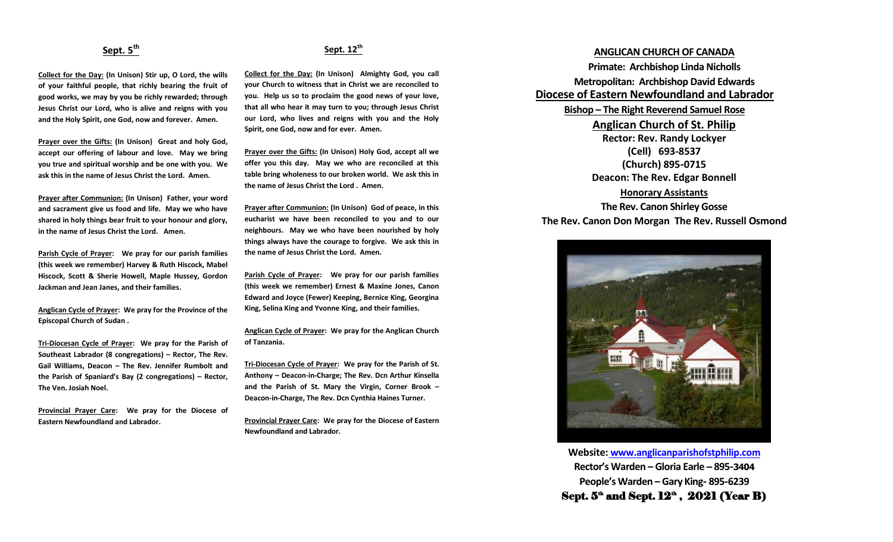## Sept. 5th

**Collect for the Day:** **(In Unison) Stir up, O Lord, the wills of your faithful people, that richly bearing the fruit of good works, we may by you be richly rewarded; through Jesus Christ our Lord, who is alive and reigns with you and the Holy Spirit, one God, now and forever. Amen.**

**Prayer over the Gifts:** **(In Unison) Great and holy God, accept our offering of labour and love. May we bring you true and spiritual worship and be one with you. We ask this in the name of Jesus Christ the Lord. Amen.**

**Prayer after Communion:** **(In Unison) Father, your word and sacrament give us food and life. May we who have shared in holy things bear fruit to your honour and glory, in the name of Jesus Christ the Lord. Amen.**

**Parish Cycle of Prayer:** **We pray for our parish families (this week we remember) Harvey & Ruth Hiscock, Mabel Hiscock, Scott & Sherie Howell, Maple Hussey, Gordon Jackman and Jean Janes, and their families.**

**Anglican Cycle of Prayer:** **We pray for the Province of the Episcopal Church of Sudan .**

**Tri-Diocesan Cycle of Prayer:** **We pray for the Parish of Southeast Labrador (8 congregations) – Rector, The Rev. Gail Williams, Deacon – The Rev. Jennifer Rumbolt and the Parish of Spaniard's Bay (2 congregations) – Rector, The Ven. Josiah Noel.**

**Provincial Prayer Care:** **We pray for the Diocese of Eastern Newfoundland and Labrador.**

## Sept. 12th

**Collect for the Day:** **(In Unison) Almighty God, you call your Church to witness that in Christ we are reconciled to you. Help us so to proclaim the good news of your love, that all who hear it may turn to you; through Jesus Christ our Lord, who lives and reigns with you and the Holy Spirit, one God, now and for ever. Amen.**

**Prayer over the Gifts:** **(In Unison) Holy God, accept all we offer you this day. May we who are reconciled at this table bring wholeness to our broken world. We ask this in the name of Jesus Christ the Lord . Amen.**

**Prayer after Communion:** **(In Unison) God of peace, in this eucharist we have been reconciled to you and to our neighbours. May we who have been nourished by holy things always have the courage to forgive. We ask this in the name of Jesus Christ the Lord. Amen.**

**Parish Cycle of Prayer:** **We pray for our parish families (this week we remember) Ernest & Maxine Jones, Canon Edward and Joyce (Fewer) Keeping, Bernice King, Georgina King, Selina King and Yvonne King, and their families.**

**Anglican Cycle of Prayer:** **We pray for the Anglican Church of Tanzania.**

**Tri-Diocesan Cycle of Prayer:** **We pray for the Parish of St. Anthony – Deacon-in-Charge; The Rev. Dcn Arthur Kinsella and the Parish of St. Mary the Virgin, Corner Brook – Deacon-in-Charge, The Rev. Dcn Cynthia Haines Turner.**

**Provincial Prayer Care:** **We pray for the Diocese of Eastern Newfoundland and Labrador.**

**ANGLICAN CHURCH OF CANADA**

**Primate: Archbishop Linda Nicholls**

**Metropolitan: Archbishop David Edwards**

**Diocese of Eastern Newfoundland and Labrador**

**Bishop – The Right Reverend Samuel Rose**

# Anglican Church of St. Philip

**Rector: Rev. Randy Lockyer**

**(Cell) 693-8537**

**(Church) 895-0715**

**Deacon: The Rev. Edgar Bonnell**

**Honorary Assistants**

**The Rev. Canon Shirley Gosse**

**The Rev. Canon Don Morgan The Rev. Russell Osmond**

**Website: www.anglicanparishofstphilip.com**

**Rector's Warden – Gloria Earle – 895-3404**

**People's Warden – Gary King- 895-6239**

**Sept. 5th and Sept. 12th , 2021 (Year B)**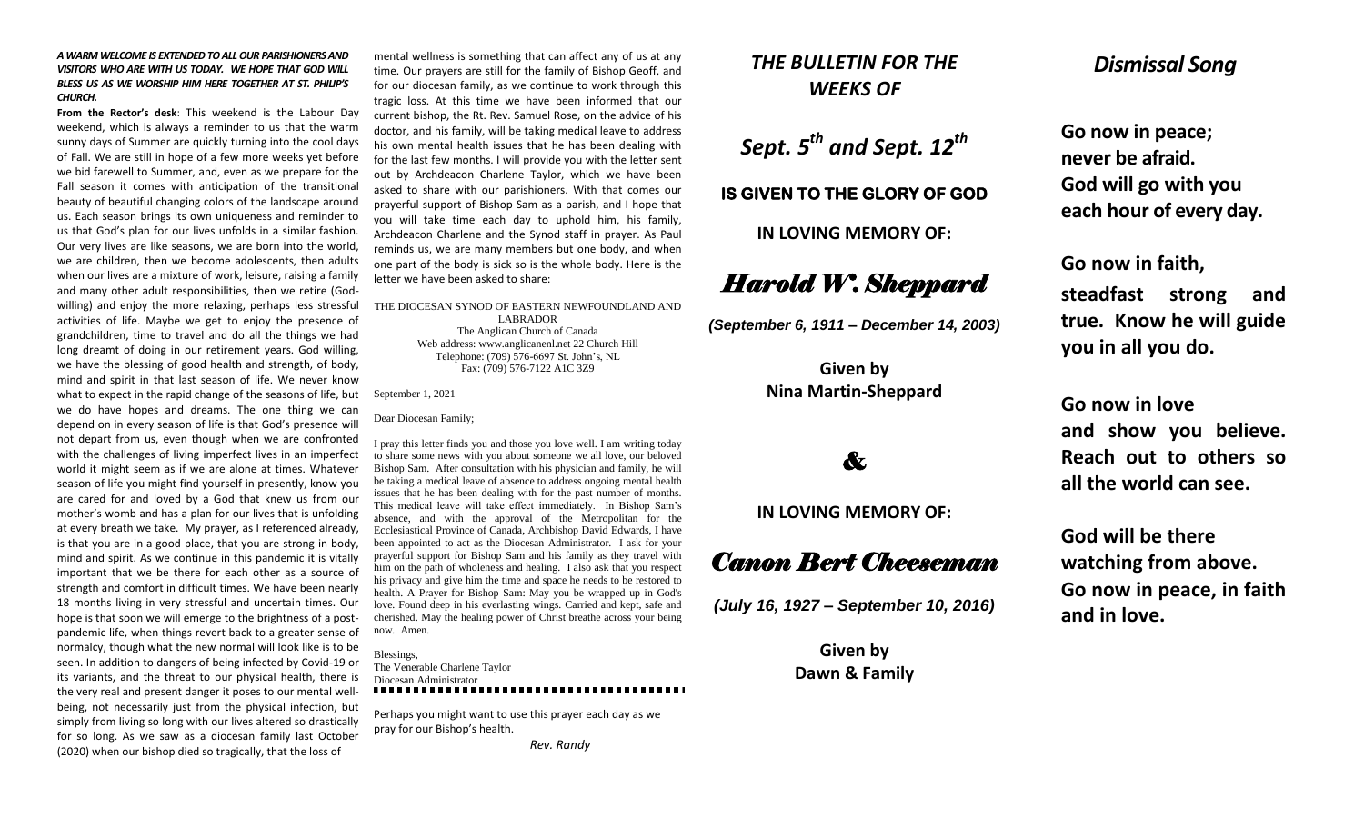***A WARM WELCOME IS EXTENDED TO ALL OUR PARISHIONERS AND VISITORS WHO ARE WITH US TODAY. WE HOPE THAT GOD WILL BLESS US AS WE WORSHIP HIM HERE TOGETHER AT ST. PHILIP'S CHURCH.***

**From the Rector's desk**: This weekend is the Labour Day weekend, which is always a reminder to us that the warm sunny days of Summer are quickly turning into the cool days of Fall. We are still in hope of a few more weeks yet before we bid farewell to Summer, and, even as we prepare for the Fall season it comes with anticipation of the transitional beauty of beautiful changing colors of the landscape around us. Each season brings its own uniqueness and reminder to us that God's plan for our lives unfolds in a similar fashion. Our very lives are like seasons, we are born into the world, we are children, then we become adolescents, then adults when our lives are a mixture of work, leisure, raising a family and many other adult responsibilities, then we retire (God-willing) and enjoy the more relaxing, perhaps less stressful activities of life. Maybe we get to enjoy the presence of grandchildren, time to travel and do all the things we had long dreamt of doing in our retirement years. God willing, we have the blessing of good health and strength, of body, mind and spirit in that last season of life. We never know what to expect in the rapid change of the seasons of life, but we do have hopes and dreams. The one thing we can depend on in every season of life is that God's presence will not depart from us, even though when we are confronted with the challenges of living imperfect lives in an imperfect world it might seem as if we are alone at times. Whatever season of life you might find yourself in presently, know you are cared for and loved by a God that knew us from our mother's womb and has a plan for our lives that is unfolding at every breath we take. My prayer, as I referenced already, is that you are in a good place, that you are strong in body, mind and spirit. As we continue in this pandemic it is vitally important that we be there for each other as a source of strength and comfort in difficult times. We have been nearly 18 months living in very stressful and uncertain times. Our hope is that soon we will emerge to the brightness of a post-pandemic life, when things revert back to a greater sense of normalcy, though what the new normal will look like is to be seen. In addition to dangers of being infected by Covid-19 or its variants, and the threat to our physical health, there is the very real and present danger it poses to our mental well-being, not necessarily just from the physical infection, but simply from living so long with our lives altered so drastically for so long. As we saw as a diocesan family last October (2020) when our bishop died so tragically, that the loss of mental wellness is something that can affect any of us at any time. Our prayers are still for the family of Bishop Geoff, and for our diocesan family, as we continue to work through this tragic loss. At this time we have been informed that our current bishop, the Rt. Rev. Samuel Rose, on the advice of his doctor, and his family, will be taking medical leave to address his own mental health issues that he has been dealing with for the last few months. I will provide you with the letter sent out by Archdeacon Charlene Taylor, which we have been asked to share with our parishioners. With that comes our prayerful support of Bishop Sam as a parish, and I hope that you will take time each day to uphold him, his family, Archdeacon Charlene and the Synod staff in prayer. As Paul reminds us, we are many members but one body, and when one part of the body is sick so is the whole body. Here is the letter we have been asked to share:

THE DIOCESAN SYNOD OF EASTERN NEWFOUNDLAND AND LABRADOR
The Anglican Church of Canada
Web address: www.anglicanenl.net 22 Church Hill
Telephone: (709) 576-6697 St. John's, NL
Fax: (709) 576-7122 A1C 3Z9

September 1, 2021

Dear Diocesan Family;

I pray this letter finds you and those you love well. I am writing today to share some news with you about someone we all love, our beloved Bishop Sam. After consultation with his physician and family, he will be taking a medical leave of absence to address ongoing mental health issues that he has been dealing with for the past number of months. This medical leave will take effect immediately. In Bishop Sam's absence, and with the approval of the Metropolitan for the Ecclesiastical Province of Canada, Archbishop David Edwards, I have been appointed to act as the Diocesan Administrator. I ask for your prayerful support for Bishop Sam and his family as they travel with him on the path of wholeness and healing. I also ask that you respect his privacy and give him the time and space he needs to be restored to health. A Prayer for Bishop Sam: May you be wrapped up in God's love. Found deep in his everlasting wings. Carried and kept, safe and cherished. May the healing power of Christ breathe across your being now. Amen.

Blessings,
The Venerable Charlene Taylor
Diocesan Administrator

Perhaps you might want to use this prayer each day as we pray for our Bishop's health.

*Rev. Randy*

# *THE BULLETIN FOR THE WEEKS OF*

# *Sept. 5th and Sept. 12th*

**IS GIVEN TO THE GLORY OF GOD**

**IN LOVING MEMORY OF:**

## *Harold W. Sheppard*

***(September 6, 1911 – December 14, 2003)***

**Given by**
**Nina Martin-Sheppard**

**&**

**IN LOVING MEMORY OF:**

## *Canon Bert Cheeseman*

***(July 16, 1927 – September 10, 2016)***

**Given by**
**Dawn & Family**

## *Dismissal Song*

**Go now in peace;**
**never be afraid.**
**God will go with you**
**each hour of every day.**

**Go now in faith,**
**steadfast strong and true. Know he will guide you in all you do.**

**Go now in love**
**and show you believe. Reach out to others so all the world can see.**

**God will be there**
**watching from above.**
**Go now in peace, in faith and in love.**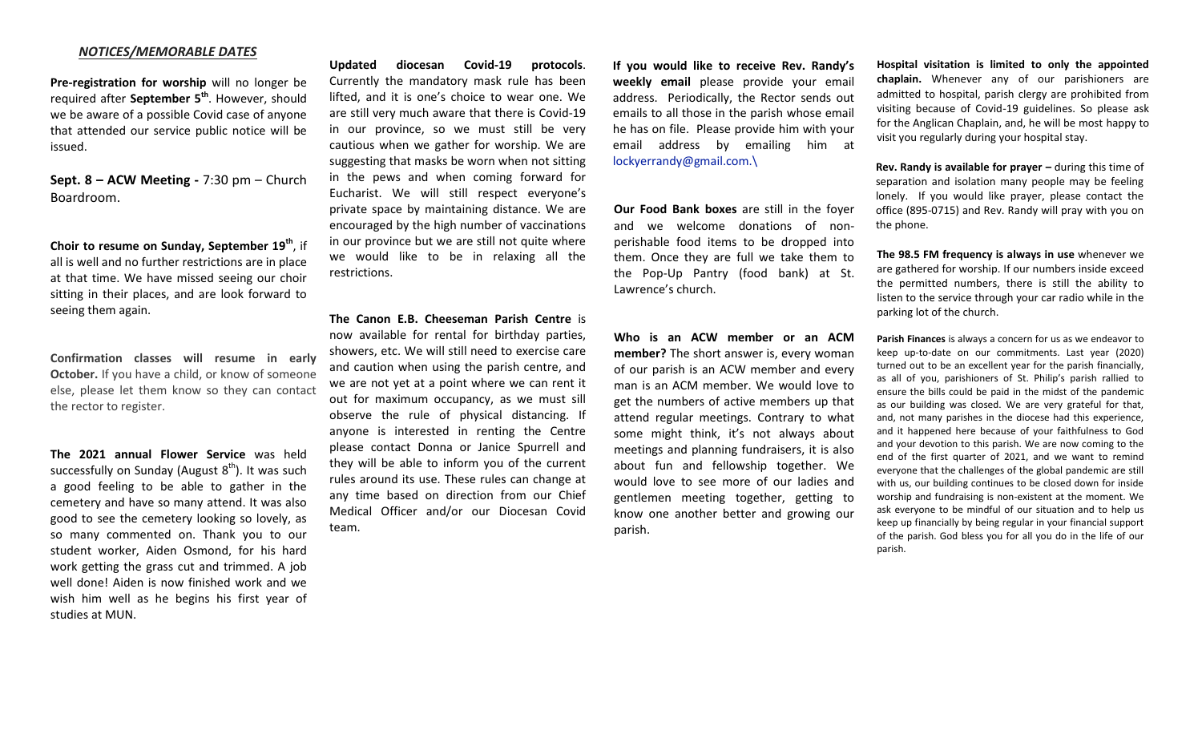## ***NOTICES/MEMORABLE DATES***

**Pre-registration for worship** will no longer be required after **September 5th**. However, should we be aware of a possible Covid case of anyone that attended our service public notice will be issued.

**Sept. 8 – ACW Meeting -** 7:30 pm – Church Boardroom.

**Choir to resume on Sunday, September 19th**, if all is well and no further restrictions are in place at that time. We have missed seeing our choir sitting in their places, and are look forward to seeing them again.

**Confirmation classes will resume in early October.** If you have a child, or know of someone else, please let them know so they can contact the rector to register.

**The 2021 annual Flower Service** was held successfully on Sunday (August 8th). It was such a good feeling to be able to gather in the cemetery and have so many attend. It was also good to see the cemetery looking so lovely, as so many commented on. Thank you to our student worker, Aiden Osmond, for his hard work getting the grass cut and trimmed. A job well done! Aiden is now finished work and we wish him well as he begins his first year of studies at MUN.

**Updated diocesan Covid-19 protocols**. Currently the mandatory mask rule has been lifted, and it is one's choice to wear one. We are still very much aware that there is Covid-19 in our province, so we must still be very cautious when we gather for worship. We are suggesting that masks be worn when not sitting in the pews and when coming forward for Eucharist. We will still respect everyone's private space by maintaining distance. We are encouraged by the high number of vaccinations in our province but we are still not quite where we would like to be in relaxing all the restrictions.

**The Canon E.B. Cheeseman Parish Centre** is now available for rental for birthday parties, showers, etc. We will still need to exercise care and caution when using the parish centre, and we are not yet at a point where we can rent it out for maximum occupancy, as we must sill observe the rule of physical distancing. If anyone is interested in renting the Centre please contact Donna or Janice Spurrell and they will be able to inform you of the current rules around its use. These rules can change at any time based on direction from our Chief Medical Officer and/or our Diocesan Covid team.

**If you would like to receive Rev. Randy's weekly email** please provide your email address. Periodically, the Rector sends out emails to all those in the parish whose email he has on file. Please provide him with your email address by emailing him at lockyerrandy@gmail.com.\

**Our Food Bank boxes** are still in the foyer and we welcome donations of non-perishable food items to be dropped into them. Once they are full we take them to the Pop-Up Pantry (food bank) at St. Lawrence's church.

**Who is an ACW member or an ACM member?** The short answer is, every woman of our parish is an ACW member and every man is an ACM member. We would love to get the numbers of active members up that attend regular meetings. Contrary to what some might think, it's not always about meetings and planning fundraisers, it is also about fun and fellowship together. We would love to see more of our ladies and gentlemen meeting together, getting to know one another better and growing our parish.

**Hospital visitation is limited to only the appointed chaplain.** Whenever any of our parishioners are admitted to hospital, parish clergy are prohibited from visiting because of Covid-19 guidelines. So please ask for the Anglican Chaplain, and, he will be most happy to visit you regularly during your hospital stay.

**Rev. Randy is available for prayer –** during this time of separation and isolation many people may be feeling lonely. If you would like prayer, please contact the office (895-0715) and Rev. Randy will pray with you on the phone.

**The 98.5 FM frequency is always in use** whenever we are gathered for worship. If our numbers inside exceed the permitted numbers, there is still the ability to listen to the service through your car radio while in the parking lot of the church.

**Parish Finances** is always a concern for us as we endeavor to keep up-to-date on our commitments. Last year (2020) turned out to be an excellent year for the parish financially, as all of you, parishioners of St. Philip's parish rallied to ensure the bills could be paid in the midst of the pandemic as our building was closed. We are very grateful for that, and, not many parishes in the diocese had this experience, and it happened here because of your faithfulness to God and your devotion to this parish. We are now coming to the end of the first quarter of 2021, and we want to remind everyone that the challenges of the global pandemic are still with us, our building continues to be closed down for inside worship and fundraising is non-existent at the moment. We ask everyone to be mindful of our situation and to help us keep up financially by being regular in your financial support of the parish. God bless you for all you do in the life of our parish.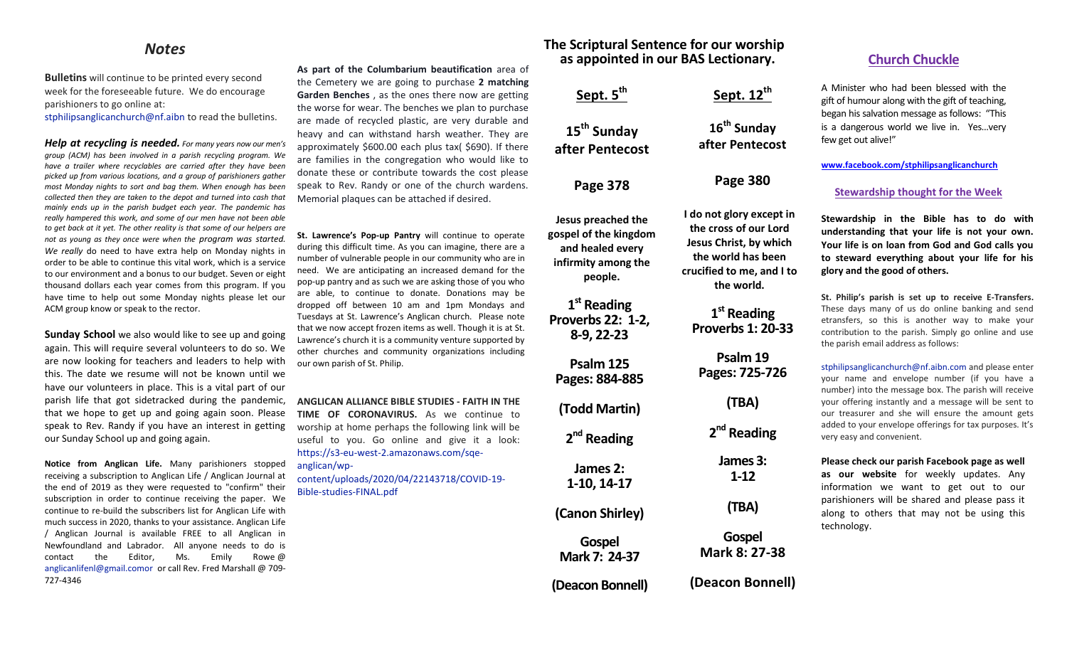## *Notes*

**Bulletins** will continue to be printed every second week for the foreseeable future. We do encourage parishioners to go online at: stphilipsanglicanchurch@nf.aibn to read the bulletins.

***Help at recycling is needed.*** *For many years now our men's group (ACM) has been involved in a parish recycling program. We have a trailer where recyclables are carried after they have been picked up from various locations, and a group of parishioners gather most Monday nights to sort and bag them. When enough has been collected then they are taken to the depot and turned into cash that mainly ends up in the parish budget each year. The pandemic has really hampered this work, and some of our men have not been able to get back at it yet. The other reality is that some of our helpers are not as young as they once were when the program was started. We really* do need to have extra help on Monday nights in order to be able to continue this vital work, which is a service to our environment and a bonus to our budget. Seven or eight thousand dollars each year comes from this program. If you have time to help out some Monday nights please let our ACM group know or speak to the rector.

**Sunday School** we also would like to see up and going again. This will require several volunteers to do so. We are now looking for teachers and leaders to help with this. The date we resume will not be known until we have our volunteers in place. This is a vital part of our parish life that got sidetracked during the pandemic, that we hope to get up and going again soon. Please speak to Rev. Randy if you have an interest in getting our Sunday School up and going again.

**Notice from Anglican Life.** Many parishioners stopped receiving a subscription to Anglican Life / Anglican Journal at the end of 2019 as they were requested to "confirm" their subscription in order to continue receiving the paper. We continue to re-build the subscribers list for Anglican Life with much success in 2020, thanks to your assistance. Anglican Life / Anglican Journal is available FREE to all Anglican in Newfoundland and Labrador. All anyone needs to do is contact the Editor, Ms. Emily Rowe @ anglicanlifenl@gmail.comor or call Rev. Fred Marshall @ 709-727-4346

**As part of the Columbarium beautification** area of the Cemetery we are going to purchase **2 matching Garden Benches** , as the ones there now are getting the worse for wear. The benches we plan to purchase are made of recycled plastic, are very durable and heavy and can withstand harsh weather. They are approximately $600.00 each plus tax( $690). If there are families in the congregation who would like to donate these or contribute towards the cost please speak to Rev. Randy or one of the church wardens. Memorial plaques can be attached if desired.

**St. Lawrence's Pop-up Pantry** will continue to operate during this difficult time. As you can imagine, there are a number of vulnerable people in our community who are in need. We are anticipating an increased demand for the pop-up pantry and as such we are asking those of you who are able, to continue to donate. Donations may be dropped off between 10 am and 1pm Mondays and Tuesdays at St. Lawrence's Anglican church. Please note that we now accept frozen items as well. Though it is at St. Lawrence's church it is a community venture supported by other churches and community organizations including our own parish of St. Philip.

**ANGLICAN ALLIANCE BIBLE STUDIES - FAITH IN THE TIME OF CORONAVIRUS.** As we continue to worship at home perhaps the following link will be useful to you. Go online and give it a look: https://s3-eu-west-2.amazonaws.com/sqe-anglican/wp-content/uploads/2020/04/22143718/COVID-19-Bible-studies-FINAL.pdf

## The Scriptural Sentence for our worship as appointed in our BAS Lectionary.

| Sept. 5th | Sept. 12th |
|---|---|
| **15th Sunday after Pentecost** | **16th Sunday after Pentecost** |
| **Page 378** | **Page 380** |
| **Jesus preached the gospel of the kingdom and healed every infirmity among the people.** | **I do not glory except in the cross of our Lord Jesus Christ, by which the world has been crucified to me, and I to the world.** |
| **1st Reading Proverbs 22: 1-2, 8-9, 22-23** | **1st Reading Proverbs 1: 20-33** |
| **Psalm 125 Pages: 884-885** | **Psalm 19 Pages: 725-726** |
| **(Todd Martin)** | **(TBA)** |
| **2nd Reading** | **2nd Reading** |
| **James 2: 1-10, 14-17** | **James 3: 1-12** |
| **(Canon Shirley)** | **(TBA)** |
| **Gospel Mark 7: 24-37** | **Gospel Mark 8: 27-38** |
| **(Deacon Bonnell)** | **(Deacon Bonnell)** |

## Church Chuckle

A Minister who had been blessed with the gift of humour along with the gift of teaching, began his salvation message as follows: "This is a dangerous world we live in. Yes…very few get out alive!"

**www.facebook.com/stphilipsanglicanchurch**

### Stewardship thought for the Week

**Stewardship in the Bible has to do with understanding that your life is not your own. Your life is on loan from God and God calls you to steward everything about your life for his glory and the good of others.**

**St. Philip's parish is set up to receive E-Transfers.** These days many of us do online banking and send etransfers, so this is another way to make your contribution to the parish. Simply go online and use the parish email address as follows:

stphilipsanglicanchurch@nf.aibn.com and please enter your name and envelope number (if you have a number) into the message box. The parish will receive your offering instantly and a message will be sent to our treasurer and she will ensure the amount gets added to your envelope offerings for tax purposes. It's very easy and convenient.

**Please check our parish Facebook page as well as our website** for weekly updates. Any information we want to get out to our parishioners will be shared and please pass it along to others that may not be using this technology.